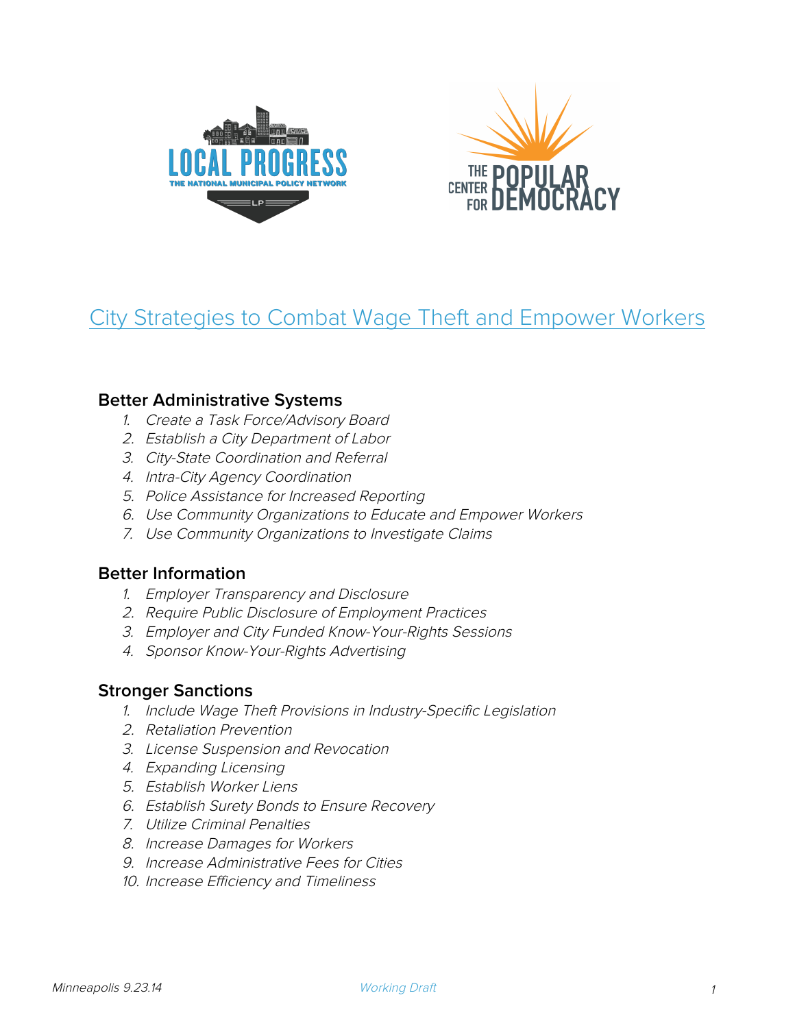# City Strategies to Combat Wage Theft and Empower Workers

## Better Administrative Systems

1. *Create a Task Force/Advisory Board*
2. *Establish a City Department of Labor*
3. *City-State Coordination and Referral*
4. *Intra-City Agency Coordination*
5. *Police Assistance for Increased Reporting*
6. *Use Community Organizations to Educate and Empower Workers*
7. *Use Community Organizations to Investigate Claims*

## Better Information

1. *Employer Transparency and Disclosure*
2. *Require Public Disclosure of Employment Practices*
3. *Employer and City Funded Know-Your-Rights Sessions*
4. *Sponsor Know-Your-Rights Advertising*

## Stronger Sanctions

1. *Include Wage Theft Provisions in Industry-Specific Legislation*
2. *Retaliation Prevention*
3. *License Suspension and Revocation*
4. *Expanding Licensing*
5. *Establish Worker Liens*
6. *Establish Surety Bonds to Ensure Recovery*
7. *Utilize Criminal Penalties*
8. *Increase Damages for Workers*
9. *Increase Administrative Fees for Cities*
10. *Increase Efficiency and Timeliness*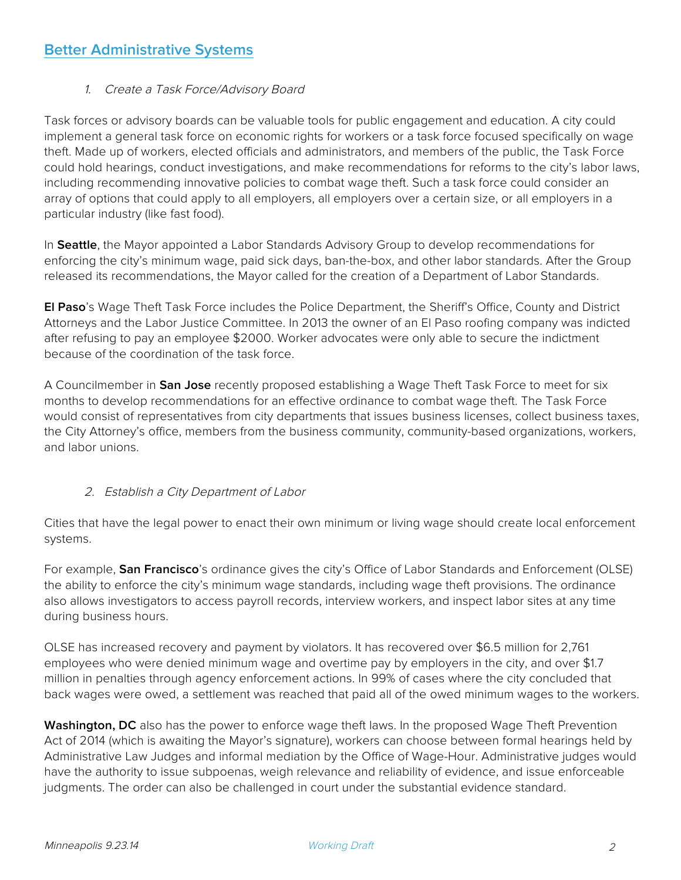## Better Administrative Systems

1. *Create a Task Force/Advisory Board*

Task forces or advisory boards can be valuable tools for public engagement and education. A city could implement a general task force on economic rights for workers or a task force focused specifically on wage theft. Made up of workers, elected officials and administrators, and members of the public, the Task Force could hold hearings, conduct investigations, and make recommendations for reforms to the city's labor laws, including recommending innovative policies to combat wage theft. Such a task force could consider an array of options that could apply to all employers, all employers over a certain size, or all employers in a particular industry (like fast food).

In **Seattle**, the Mayor appointed a Labor Standards Advisory Group to develop recommendations for enforcing the city's minimum wage, paid sick days, ban-the-box, and other labor standards. After the Group released its recommendations, the Mayor called for the creation of a Department of Labor Standards.

**El Paso**'s Wage Theft Task Force includes the Police Department, the Sheriff's Office, County and District Attorneys and the Labor Justice Committee. In 2013 the owner of an El Paso roofing company was indicted after refusing to pay an employee $2000. Worker advocates were only able to secure the indictment because of the coordination of the task force.

A Councilmember in **San Jose** recently proposed establishing a Wage Theft Task Force to meet for six months to develop recommendations for an effective ordinance to combat wage theft. The Task Force would consist of representatives from city departments that issues business licenses, collect business taxes, the City Attorney's office, members from the business community, community-based organizations, workers, and labor unions.

2. *Establish a City Department of Labor*

Cities that have the legal power to enact their own minimum or living wage should create local enforcement systems.

For example, **San Francisco**'s ordinance gives the city's Office of Labor Standards and Enforcement (OLSE) the ability to enforce the city's minimum wage standards, including wage theft provisions. The ordinance also allows investigators to access payroll records, interview workers, and inspect labor sites at any time during business hours.

OLSE has increased recovery and payment by violators. It has recovered over $6.5 million for 2,761 employees who were denied minimum wage and overtime pay by employers in the city, and over $1.7 million in penalties through agency enforcement actions. In 99% of cases where the city concluded that back wages were owed, a settlement was reached that paid all of the owed minimum wages to the workers.

**Washington, DC** also has the power to enforce wage theft laws. In the proposed Wage Theft Prevention Act of 2014 (which is awaiting the Mayor's signature), workers can choose between formal hearings held by Administrative Law Judges and informal mediation by the Office of Wage-Hour. Administrative judges would have the authority to issue subpoenas, weigh relevance and reliability of evidence, and issue enforceable judgments. The order can also be challenged in court under the substantial evidence standard.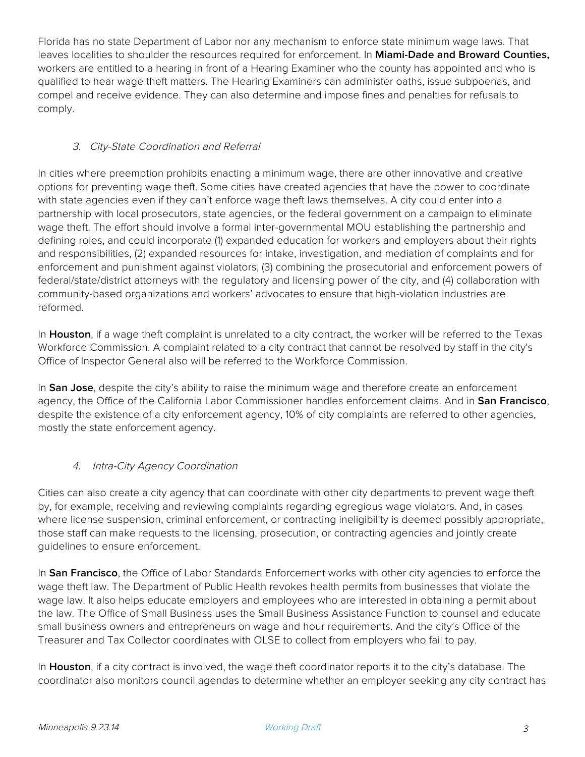Florida has no state Department of Labor nor any mechanism to enforce state minimum wage laws. That leaves localities to shoulder the resources required for enforcement. In **Miami-Dade and Broward Counties,** workers are entitled to a hearing in front of a Hearing Examiner who the county has appointed and who is qualified to hear wage theft matters. The Hearing Examiners can administer oaths, issue subpoenas, and compel and receive evidence. They can also determine and impose fines and penalties for refusals to comply.

### *3. City-State Coordination and Referral*

In cities where preemption prohibits enacting a minimum wage, there are other innovative and creative options for preventing wage theft. Some cities have created agencies that have the power to coordinate with state agencies even if they can't enforce wage theft laws themselves. A city could enter into a partnership with local prosecutors, state agencies, or the federal government on a campaign to eliminate wage theft. The effort should involve a formal inter-governmental MOU establishing the partnership and defining roles, and could incorporate (1) expanded education for workers and employers about their rights and responsibilities, (2) expanded resources for intake, investigation, and mediation of complaints and for enforcement and punishment against violators, (3) combining the prosecutorial and enforcement powers of federal/state/district attorneys with the regulatory and licensing power of the city, and (4) collaboration with community-based organizations and workers' advocates to ensure that high-violation industries are reformed.

In **Houston**, if a wage theft complaint is unrelated to a city contract, the worker will be referred to the Texas Workforce Commission. A complaint related to a city contract that cannot be resolved by staff in the city's Office of Inspector General also will be referred to the Workforce Commission.

In **San Jose**, despite the city's ability to raise the minimum wage and therefore create an enforcement agency, the Office of the California Labor Commissioner handles enforcement claims. And in **San Francisco**, despite the existence of a city enforcement agency, 10% of city complaints are referred to other agencies, mostly the state enforcement agency.

### *4. Intra-City Agency Coordination*

Cities can also create a city agency that can coordinate with other city departments to prevent wage theft by, for example, receiving and reviewing complaints regarding egregious wage violators. And, in cases where license suspension, criminal enforcement, or contracting ineligibility is deemed possibly appropriate, those staff can make requests to the licensing, prosecution, or contracting agencies and jointly create guidelines to ensure enforcement.

In **San Francisco**, the Office of Labor Standards Enforcement works with other city agencies to enforce the wage theft law. The Department of Public Health revokes health permits from businesses that violate the wage law. It also helps educate employers and employees who are interested in obtaining a permit about the law. The Office of Small Business uses the Small Business Assistance Function to counsel and educate small business owners and entrepreneurs on wage and hour requirements. And the city's Office of the Treasurer and Tax Collector coordinates with OLSE to collect from employers who fail to pay.

In **Houston**, if a city contract is involved, the wage theft coordinator reports it to the city's database. The coordinator also monitors council agendas to determine whether an employer seeking any city contract has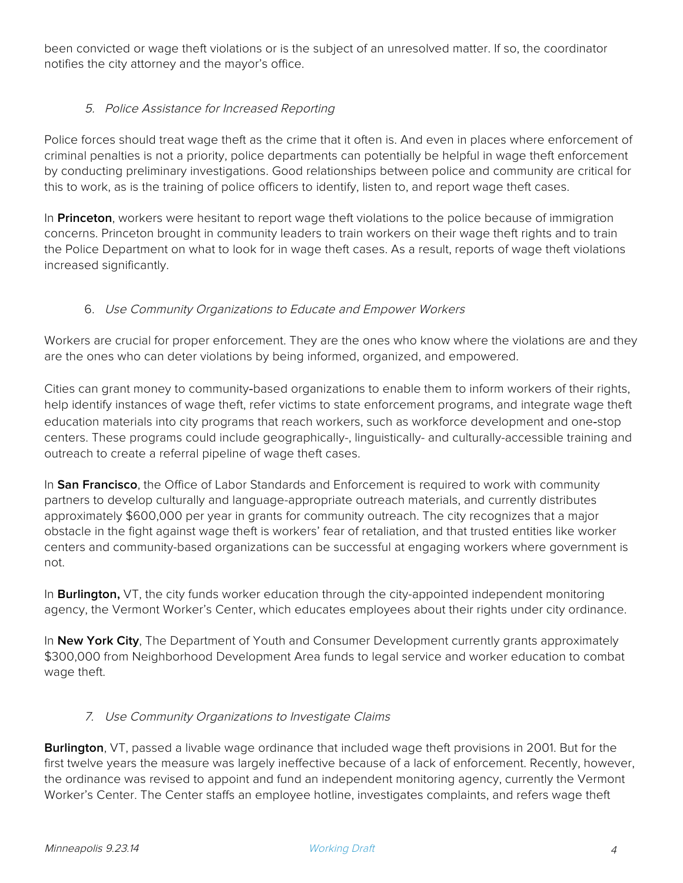been convicted or wage theft violations or is the subject of an unresolved matter. If so, the coordinator notifies the city attorney and the mayor's office.

5. *Police Assistance for Increased Reporting*

Police forces should treat wage theft as the crime that it often is. And even in places where enforcement of criminal penalties is not a priority, police departments can potentially be helpful in wage theft enforcement by conducting preliminary investigations. Good relationships between police and community are critical for this to work, as is the training of police officers to identify, listen to, and report wage theft cases.

In **Princeton**, workers were hesitant to report wage theft violations to the police because of immigration concerns. Princeton brought in community leaders to train workers on their wage theft rights and to train the Police Department on what to look for in wage theft cases. As a result, reports of wage theft violations increased significantly.

6. *Use Community Organizations to Educate and Empower Workers*

Workers are crucial for proper enforcement. They are the ones who know where the violations are and they are the ones who can deter violations by being informed, organized, and empowered.

Cities can grant money to community-based organizations to enable them to inform workers of their rights, help identify instances of wage theft, refer victims to state enforcement programs, and integrate wage theft education materials into city programs that reach workers, such as workforce development and one-stop centers. These programs could include geographically-, linguistically- and culturally-accessible training and outreach to create a referral pipeline of wage theft cases.

In **San Francisco**, the Office of Labor Standards and Enforcement is required to work with community partners to develop culturally and language-appropriate outreach materials, and currently distributes approximately $600,000 per year in grants for community outreach. The city recognizes that a major obstacle in the fight against wage theft is workers' fear of retaliation, and that trusted entities like worker centers and community-based organizations can be successful at engaging workers where government is not.

In **Burlington,** VT, the city funds worker education through the city-appointed independent monitoring agency, the Vermont Worker's Center, which educates employees about their rights under city ordinance.

In **New York City**, The Department of Youth and Consumer Development currently grants approximately $300,000 from Neighborhood Development Area funds to legal service and worker education to combat wage theft.

7. *Use Community Organizations to Investigate Claims*

**Burlington**, VT, passed a livable wage ordinance that included wage theft provisions in 2001. But for the first twelve years the measure was largely ineffective because of a lack of enforcement. Recently, however, the ordinance was revised to appoint and fund an independent monitoring agency, currently the Vermont Worker's Center. The Center staffs an employee hotline, investigates complaints, and refers wage theft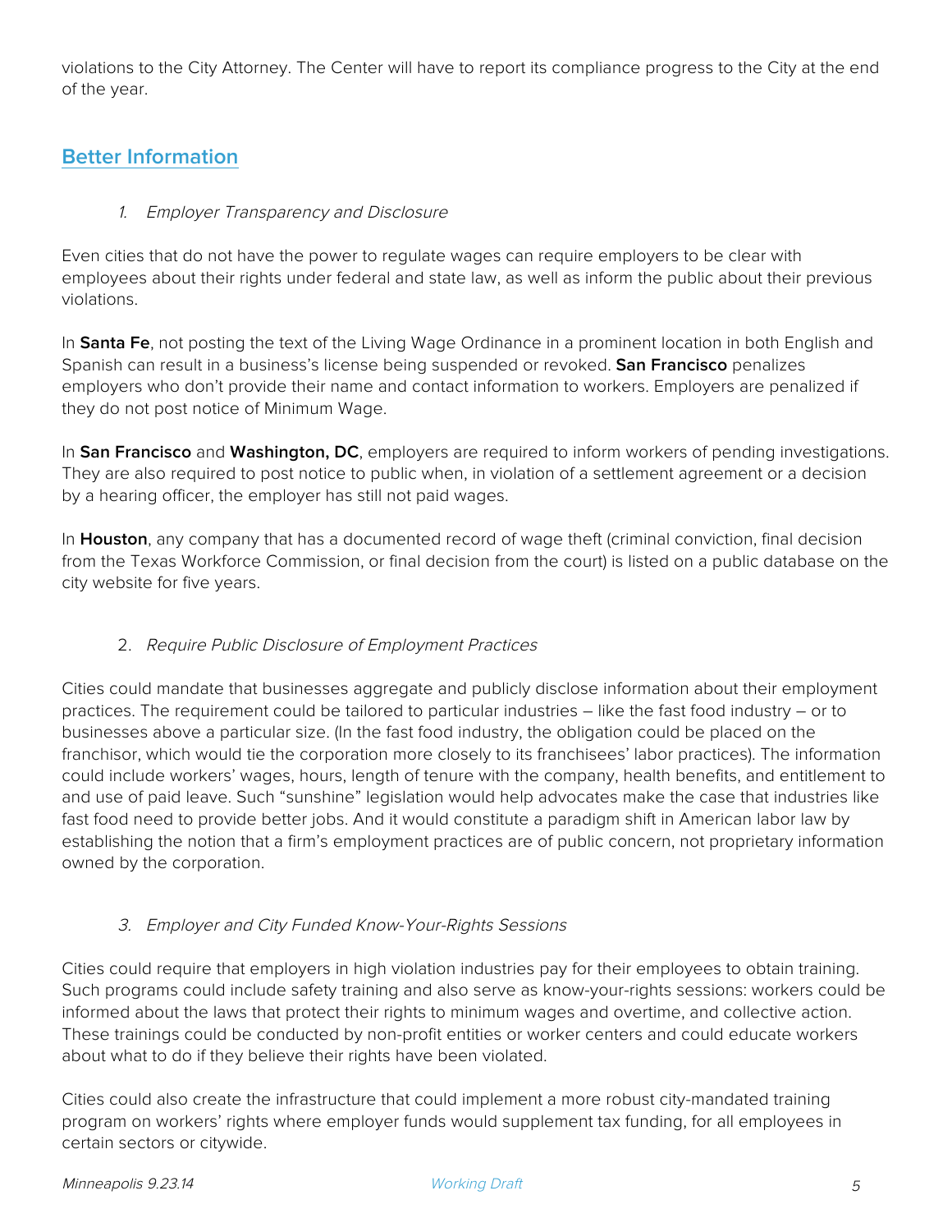violations to the City Attorney. The Center will have to report its compliance progress to the City at the end of the year.

## Better Information

### *1. Employer Transparency and Disclosure*

Even cities that do not have the power to regulate wages can require employers to be clear with employees about their rights under federal and state law, as well as inform the public about their previous violations.

In **Santa Fe**, not posting the text of the Living Wage Ordinance in a prominent location in both English and Spanish can result in a business's license being suspended or revoked. **San Francisco** penalizes employers who don't provide their name and contact information to workers. Employers are penalized if they do not post notice of Minimum Wage.

In **San Francisco** and **Washington, DC**, employers are required to inform workers of pending investigations. They are also required to post notice to public when, in violation of a settlement agreement or a decision by a hearing officer, the employer has still not paid wages.

In **Houston**, any company that has a documented record of wage theft (criminal conviction, final decision from the Texas Workforce Commission, or final decision from the court) is listed on a public database on the city website for five years.

### *2. Require Public Disclosure of Employment Practices*

Cities could mandate that businesses aggregate and publicly disclose information about their employment practices. The requirement could be tailored to particular industries – like the fast food industry – or to businesses above a particular size. (In the fast food industry, the obligation could be placed on the franchisor, which would tie the corporation more closely to its franchisees' labor practices). The information could include workers' wages, hours, length of tenure with the company, health benefits, and entitlement to and use of paid leave. Such "sunshine" legislation would help advocates make the case that industries like fast food need to provide better jobs. And it would constitute a paradigm shift in American labor law by establishing the notion that a firm's employment practices are of public concern, not proprietary information owned by the corporation.

### *3. Employer and City Funded Know-Your-Rights Sessions*

Cities could require that employers in high violation industries pay for their employees to obtain training. Such programs could include safety training and also serve as know-your-rights sessions: workers could be informed about the laws that protect their rights to minimum wages and overtime, and collective action. These trainings could be conducted by non-profit entities or worker centers and could educate workers about what to do if they believe their rights have been violated.

Cities could also create the infrastructure that could implement a more robust city-mandated training program on workers' rights where employer funds would supplement tax funding, for all employees in certain sectors or citywide.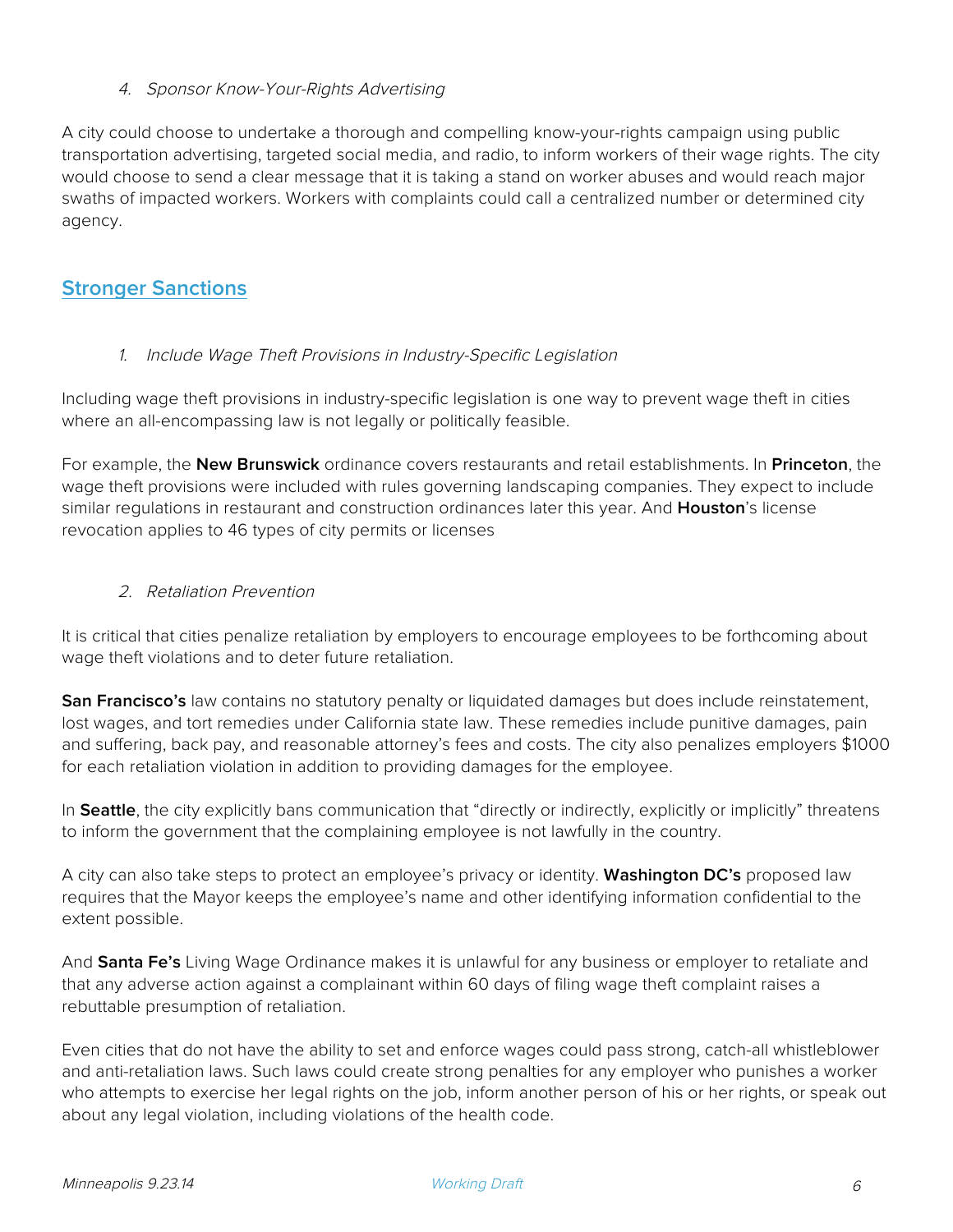4. *Sponsor Know-Your-Rights Advertising*

A city could choose to undertake a thorough and compelling know-your-rights campaign using public transportation advertising, targeted social media, and radio, to inform workers of their wage rights. The city would choose to send a clear message that it is taking a stand on worker abuses and would reach major swaths of impacted workers. Workers with complaints could call a centralized number or determined city agency.

## Stronger Sanctions

1. *Include Wage Theft Provisions in Industry-Specific Legislation*

Including wage theft provisions in industry-specific legislation is one way to prevent wage theft in cities where an all-encompassing law is not legally or politically feasible.

For example, the **New Brunswick** ordinance covers restaurants and retail establishments. In **Princeton**, the wage theft provisions were included with rules governing landscaping companies. They expect to include similar regulations in restaurant and construction ordinances later this year. And **Houston**'s license revocation applies to 46 types of city permits or licenses

2. *Retaliation Prevention*

It is critical that cities penalize retaliation by employers to encourage employees to be forthcoming about wage theft violations and to deter future retaliation.

**San Francisco's** law contains no statutory penalty or liquidated damages but does include reinstatement, lost wages, and tort remedies under California state law. These remedies include punitive damages, pain and suffering, back pay, and reasonable attorney's fees and costs. The city also penalizes employers $1000 for each retaliation violation in addition to providing damages for the employee.

In **Seattle**, the city explicitly bans communication that "directly or indirectly, explicitly or implicitly" threatens to inform the government that the complaining employee is not lawfully in the country.

A city can also take steps to protect an employee's privacy or identity. **Washington DC's** proposed law requires that the Mayor keeps the employee's name and other identifying information confidential to the extent possible.

And **Santa Fe's** Living Wage Ordinance makes it is unlawful for any business or employer to retaliate and that any adverse action against a complainant within 60 days of filing wage theft complaint raises a rebuttable presumption of retaliation.

Even cities that do not have the ability to set and enforce wages could pass strong, catch-all whistleblower and anti-retaliation laws. Such laws could create strong penalties for any employer who punishes a worker who attempts to exercise her legal rights on the job, inform another person of his or her rights, or speak out about any legal violation, including violations of the health code.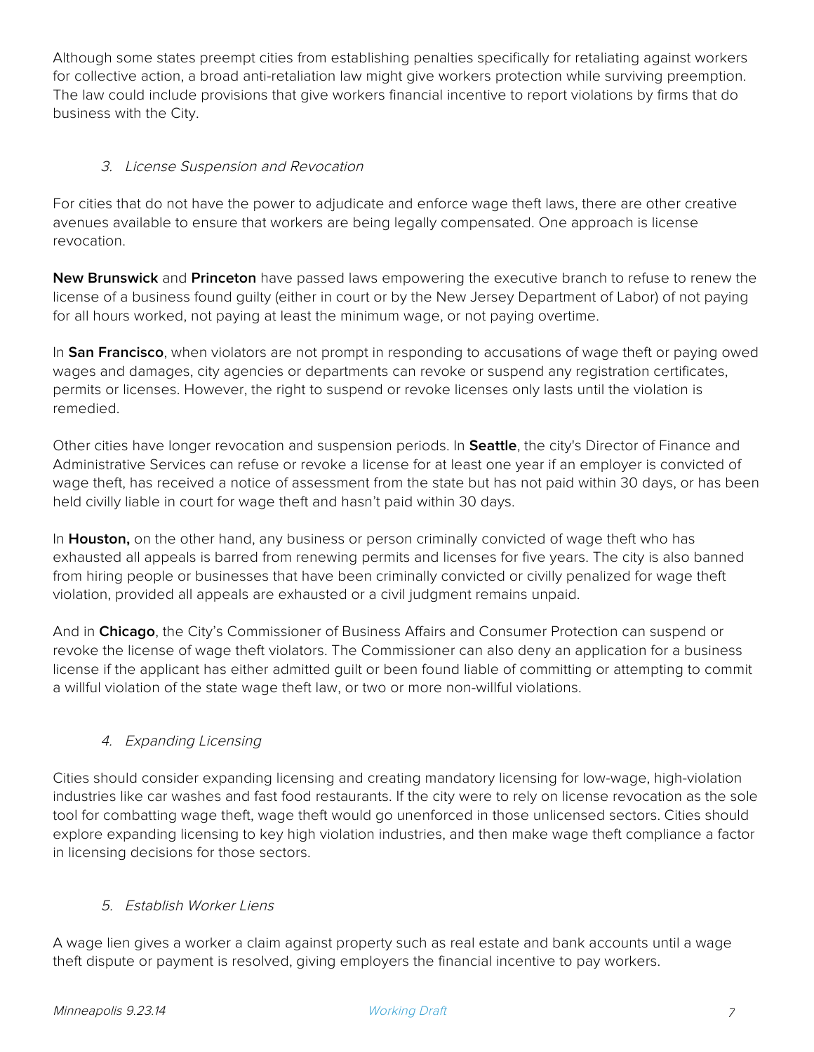Although some states preempt cities from establishing penalties specifically for retaliating against workers for collective action, a broad anti-retaliation law might give workers protection while surviving preemption. The law could include provisions that give workers financial incentive to report violations by firms that do business with the City.

### *3. License Suspension and Revocation*

For cities that do not have the power to adjudicate and enforce wage theft laws, there are other creative avenues available to ensure that workers are being legally compensated. One approach is license revocation.

**New Brunswick** and **Princeton** have passed laws empowering the executive branch to refuse to renew the license of a business found guilty (either in court or by the New Jersey Department of Labor) of not paying for all hours worked, not paying at least the minimum wage, or not paying overtime.

In **San Francisco**, when violators are not prompt in responding to accusations of wage theft or paying owed wages and damages, city agencies or departments can revoke or suspend any registration certificates, permits or licenses. However, the right to suspend or revoke licenses only lasts until the violation is remedied.

Other cities have longer revocation and suspension periods. In **Seattle**, the city's Director of Finance and Administrative Services can refuse or revoke a license for at least one year if an employer is convicted of wage theft, has received a notice of assessment from the state but has not paid within 30 days, or has been held civilly liable in court for wage theft and hasn't paid within 30 days.

In **Houston,** on the other hand, any business or person criminally convicted of wage theft who has exhausted all appeals is barred from renewing permits and licenses for five years. The city is also banned from hiring people or businesses that have been criminally convicted or civilly penalized for wage theft violation, provided all appeals are exhausted or a civil judgment remains unpaid.

And in **Chicago**, the City's Commissioner of Business Affairs and Consumer Protection can suspend or revoke the license of wage theft violators. The Commissioner can also deny an application for a business license if the applicant has either admitted guilt or been found liable of committing or attempting to commit a willful violation of the state wage theft law, or two or more non-willful violations.

### *4. Expanding Licensing*

Cities should consider expanding licensing and creating mandatory licensing for low-wage, high-violation industries like car washes and fast food restaurants. If the city were to rely on license revocation as the sole tool for combatting wage theft, wage theft would go unenforced in those unlicensed sectors. Cities should explore expanding licensing to key high violation industries, and then make wage theft compliance a factor in licensing decisions for those sectors.

### *5. Establish Worker Liens*

A wage lien gives a worker a claim against property such as real estate and bank accounts until a wage theft dispute or payment is resolved, giving employers the financial incentive to pay workers.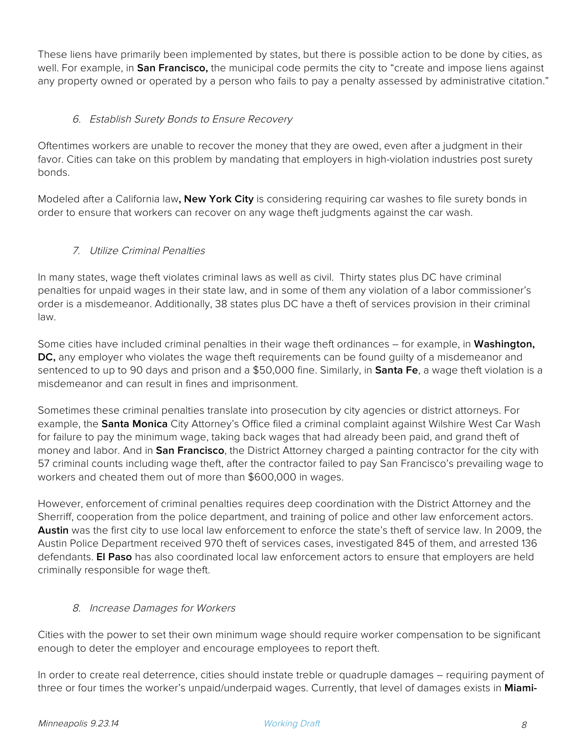These liens have primarily been implemented by states, but there is possible action to be done by cities, as well. For example, in **San Francisco,** the municipal code permits the city to "create and impose liens against any property owned or operated by a person who fails to pay a penalty assessed by administrative citation."

### *6. Establish Surety Bonds to Ensure Recovery*

Oftentimes workers are unable to recover the money that they are owed, even after a judgment in their favor. Cities can take on this problem by mandating that employers in high-violation industries post surety bonds.

Modeled after a California law**, New York City** is considering requiring car washes to file surety bonds in order to ensure that workers can recover on any wage theft judgments against the car wash.

### *7. Utilize Criminal Penalties*

In many states, wage theft violates criminal laws as well as civil. Thirty states plus DC have criminal penalties for unpaid wages in their state law, and in some of them any violation of a labor commissioner's order is a misdemeanor. Additionally, 38 states plus DC have a theft of services provision in their criminal law.

Some cities have included criminal penalties in their wage theft ordinances – for example, in **Washington, DC,** any employer who violates the wage theft requirements can be found guilty of a misdemeanor and sentenced to up to 90 days and prison and a $50,000 fine. Similarly, in **Santa Fe**, a wage theft violation is a misdemeanor and can result in fines and imprisonment.

Sometimes these criminal penalties translate into prosecution by city agencies or district attorneys. For example, the **Santa Monica** City Attorney's Office filed a criminal complaint against Wilshire West Car Wash for failure to pay the minimum wage, taking back wages that had already been paid, and grand theft of money and labor. And in **San Francisco**, the District Attorney charged a painting contractor for the city with 57 criminal counts including wage theft, after the contractor failed to pay San Francisco's prevailing wage to workers and cheated them out of more than $600,000 in wages.

However, enforcement of criminal penalties requires deep coordination with the District Attorney and the Sherriff, cooperation from the police department, and training of police and other law enforcement actors. **Austin** was the first city to use local law enforcement to enforce the state's theft of service law. In 2009, the Austin Police Department received 970 theft of services cases, investigated 845 of them, and arrested 136 defendants. **El Paso** has also coordinated local law enforcement actors to ensure that employers are held criminally responsible for wage theft.

### *8. Increase Damages for Workers*

Cities with the power to set their own minimum wage should require worker compensation to be significant enough to deter the employer and encourage employees to report theft.

In order to create real deterrence, cities should instate treble or quadruple damages – requiring payment of three or four times the worker's unpaid/underpaid wages. Currently, that level of damages exists in **Miami-**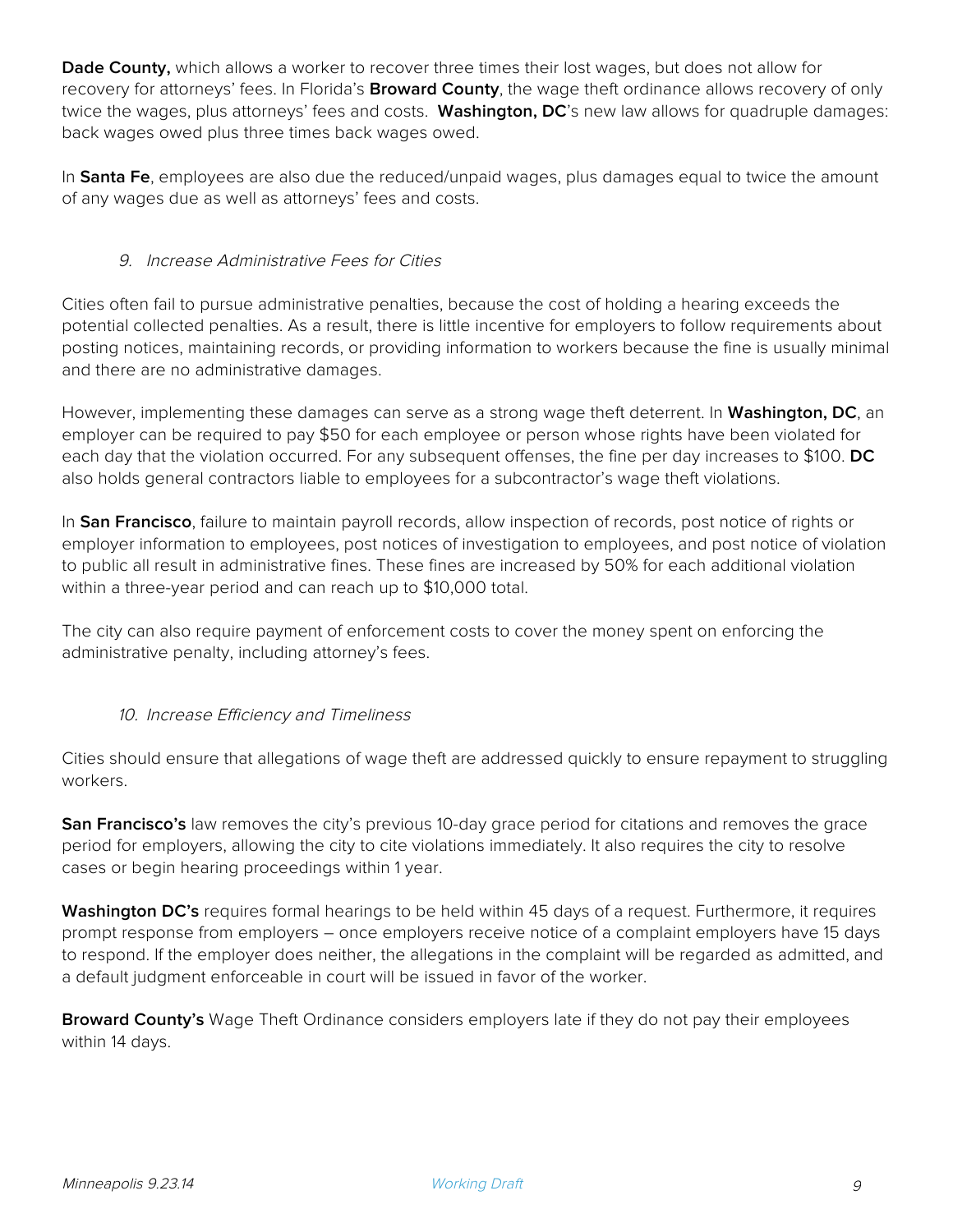**Dade County,** which allows a worker to recover three times their lost wages, but does not allow for recovery for attorneys' fees. In Florida's **Broward County**, the wage theft ordinance allows recovery of only twice the wages, plus attorneys' fees and costs. **Washington, DC**'s new law allows for quadruple damages: back wages owed plus three times back wages owed.

In **Santa Fe**, employees are also due the reduced/unpaid wages, plus damages equal to twice the amount of any wages due as well as attorneys' fees and costs.

### *9. Increase Administrative Fees for Cities*

Cities often fail to pursue administrative penalties, because the cost of holding a hearing exceeds the potential collected penalties. As a result, there is little incentive for employers to follow requirements about posting notices, maintaining records, or providing information to workers because the fine is usually minimal and there are no administrative damages.

However, implementing these damages can serve as a strong wage theft deterrent. In **Washington, DC**, an employer can be required to pay $50 for each employee or person whose rights have been violated for each day that the violation occurred. For any subsequent offenses, the fine per day increases to $100. **DC** also holds general contractors liable to employees for a subcontractor's wage theft violations.

In **San Francisco**, failure to maintain payroll records, allow inspection of records, post notice of rights or employer information to employees, post notices of investigation to employees, and post notice of violation to public all result in administrative fines. These fines are increased by 50% for each additional violation within a three-year period and can reach up to $10,000 total.

The city can also require payment of enforcement costs to cover the money spent on enforcing the administrative penalty, including attorney's fees.

### *10. Increase Efficiency and Timeliness*

Cities should ensure that allegations of wage theft are addressed quickly to ensure repayment to struggling workers.

**San Francisco's** law removes the city's previous 10-day grace period for citations and removes the grace period for employers, allowing the city to cite violations immediately. It also requires the city to resolve cases or begin hearing proceedings within 1 year.

**Washington DC's** requires formal hearings to be held within 45 days of a request. Furthermore, it requires prompt response from employers – once employers receive notice of a complaint employers have 15 days to respond. If the employer does neither, the allegations in the complaint will be regarded as admitted, and a default judgment enforceable in court will be issued in favor of the worker.

**Broward County's** Wage Theft Ordinance considers employers late if they do not pay their employees within 14 days.